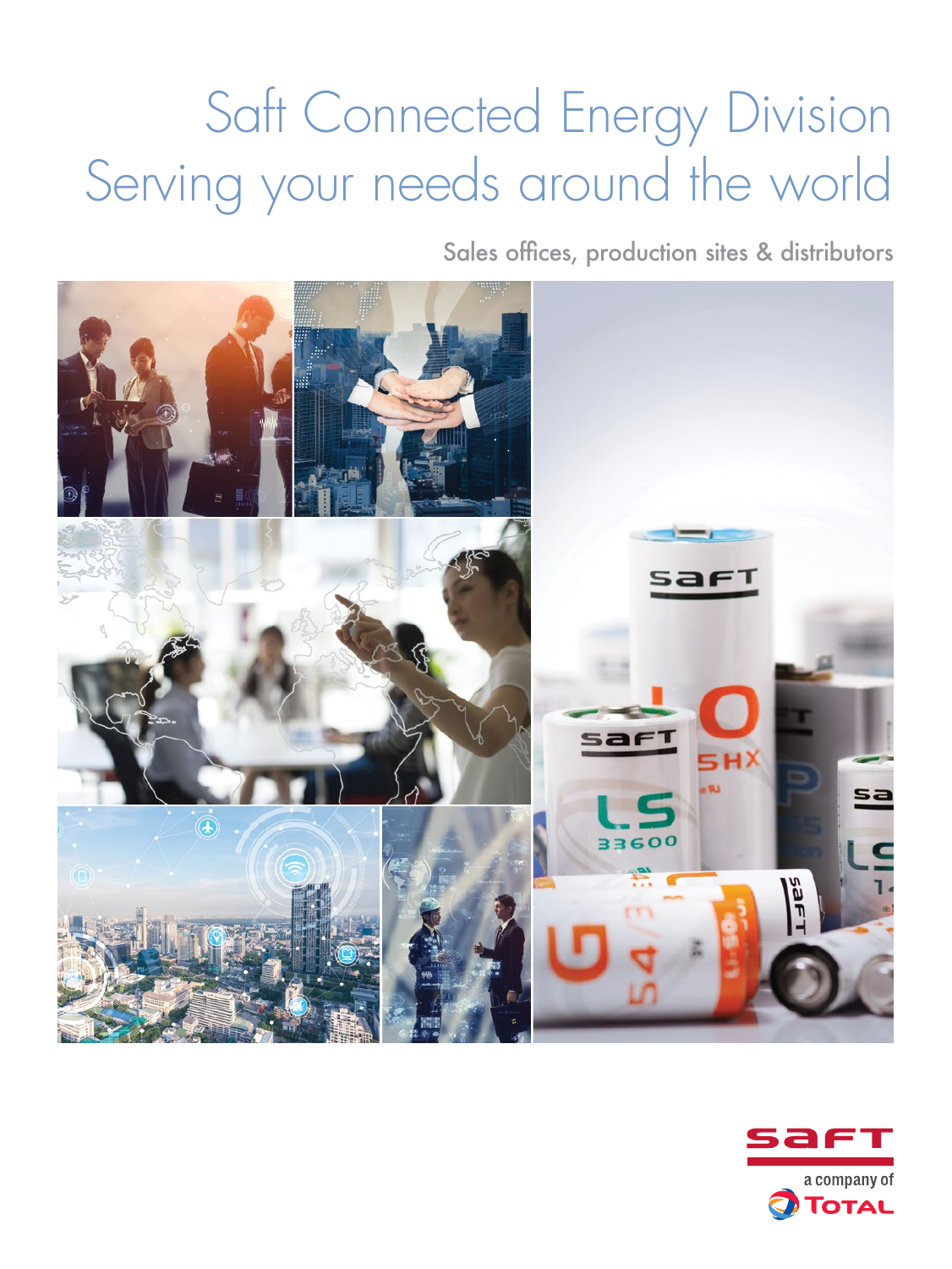# Saft Connected Energy Division
# Serving your needs around the world

Sales offices, production sites & distributors

a company of TOTAL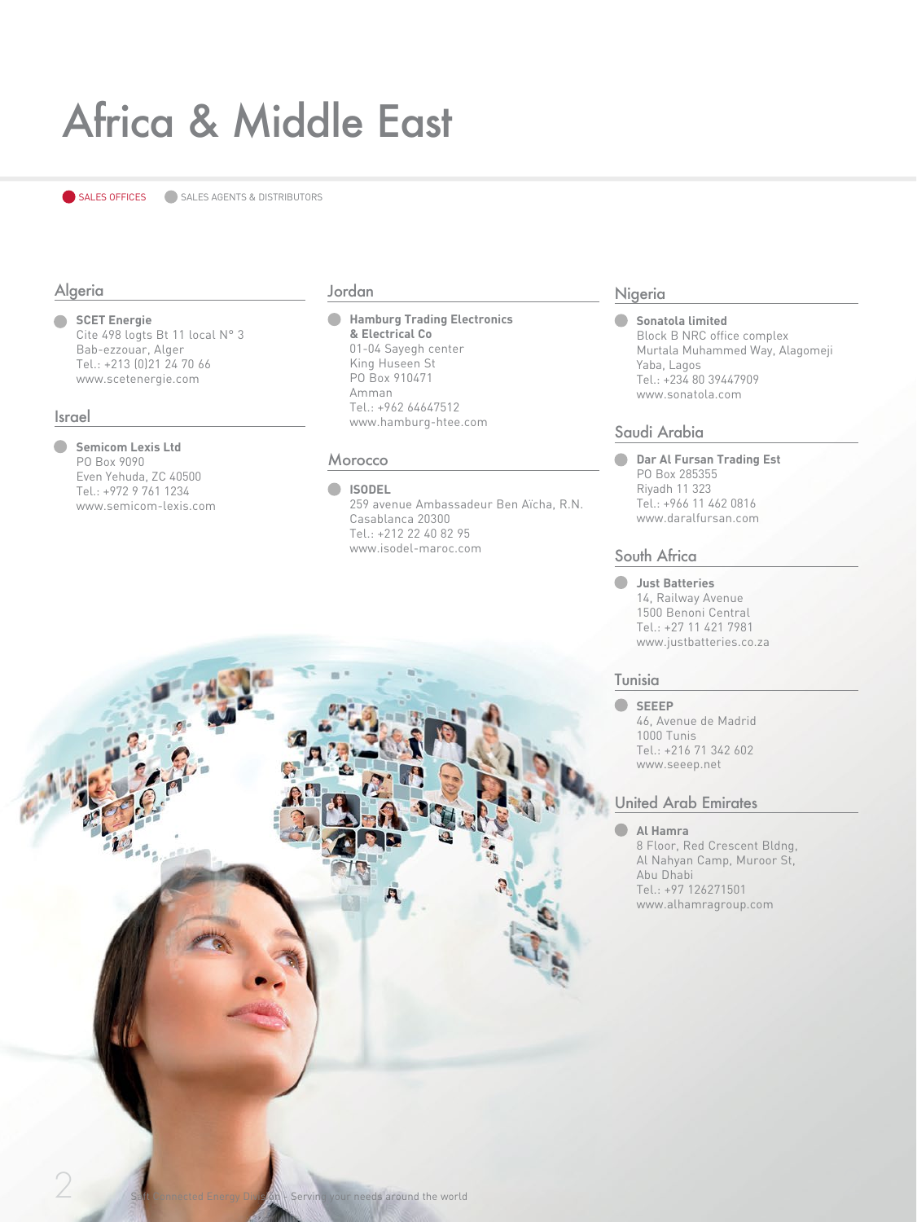# Africa & Middle East

SALES OFFICES  SALES AGENTS & DISTRIBUTORS

## Algeria

**SCET Energie**
Cite 498 logts Bt 11 local N° 3
Bab-ezzouar, Alger
Tel.: +213 (0)21 24 70 66
www.scetenergie.com

## Israel

**Semicom Lexis Ltd**
PO Box 9090
Even Yehuda, ZC 40500
Tel.: +972 9 761 1234
www.semicom-lexis.com

## Jordan

**Hamburg Trading Electronics & Electrical Co**
01-04 Sayegh center
King Huseen St
PO Box 910471
Amman
Tel.: +962 64647512
www.hamburg-htee.com

## Morocco

**ISODEL**
259 avenue Ambassadeur Ben Aïcha, R.N.
Casablanca 20300
Tel.: +212 22 40 82 95
www.isodel-maroc.com

## Nigeria

**Sonatola limited**
Block B NRC office complex
Murtala Muhammed Way, Alagomeji
Yaba, Lagos
Tel.: +234 80 39447909
www.sonatola.com

## Saudi Arabia

**Dar Al Fursan Trading Est**
PO Box 285355
Riyadh 11 323
Tel.: +966 11 462 0816
www.daralfursan.com

## South Africa

**Just Batteries**
14, Railway Avenue
1500 Benoni Central
Tel.: +27 11 421 7981
www.justbatteries.co.za

## Tunisia

**SEEEP**
46, Avenue de Madrid
1000 Tunis
Tel.: +216 71 342 602
www.seeep.net

## United Arab Emirates

**Al Hamra**
8 Floor, Red Crescent Bldng,
Al Nahyan Camp, Muroor St,
Abu Dhabi
Tel.: +97 126271501
www.alhamragroup.com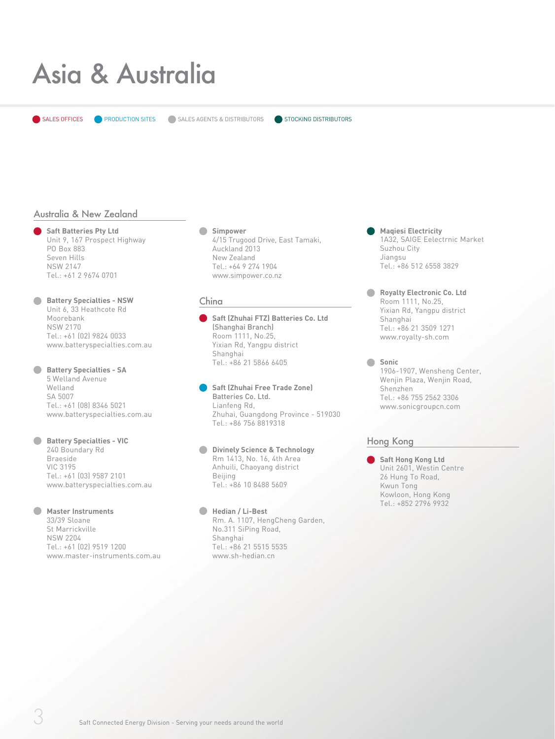# Asia & Australia

SALES OFFICES · PRODUCTION SITES · SALES AGENTS & DISTRIBUTORS · STOCKING DISTRIBUTORS

## Australia & New Zealand

**Saft Batteries Pty Ltd** (Sales office)
Unit 9, 167 Prospect Highway
PO Box 883
Seven Hills
NSW 2147
Tel.: +61 2 9674 0701

**Battery Specialties - NSW** (Sales agent & distributor)
Unit 6, 33 Heathcote Rd
Moorebank
NSW 2170
Tel.: +61 (02) 9824 0033
www.batteryspecialties.com.au

**Battery Specialties - SA** (Sales agent & distributor)
5 Welland Avenue
Welland
SA 5007
Tel.: +61 (08) 8346 5021
www.batteryspecialties.com.au

**Battery Specialties - VIC** (Sales agent & distributor)
240 Boundary Rd
Braeside
VIC 3195
Tel.: +61 (03) 9587 2101
www.batteryspecialties.com.au

**Master Instruments** (Sales agent & distributor)
33/39 Sloane
St Marrickville
NSW 2204
Tel.: +61 (02) 9519 1200
www.master-instruments.com.au

**Simpower** (Sales agent & distributor)
4/15 Trugood Drive, East Tamaki,
Auckland 2013
New Zealand
Tel.: +64 9 274 1904
www.simpower.co.nz

## China

**Saft (Zhuhai FTZ) Batteries Co. Ltd (Shanghai Branch)** (Sales office)
Room 1111, No.25,
Yixian Rd, Yangpu district
Shanghai
Tel.: +86 21 5866 6405

**Saft (Zhuhai Free Trade Zone) Batteries Co. Ltd.** (Production site)
Lianfeng Rd,
Zhuhai, Guangdong Province - 519030
Tel.: +86 756 8819318

**Divinely Science & Technology** (Sales agent & distributor)
Rm 1413, No. 16, 4th Area
Anhuili, Chaoyang district
Beijing
Tel.: +86 10 8488 5609

**Hedian / Li-Best** (Sales agent & distributor)
Rm. A. 1107, HengCheng Garden,
No.311 SiPing Road,
Shanghai
Tel.: +86 21 5515 5535
www.sh-hedian.cn

**Maqiesi Electricity** (Stocking distributor)
1A32, SAIGE Eelectrnic Market
Suzhou City
Jiangsu
Tel.: +86 512 6558 3829

**Royalty Electronic Co. Ltd** (Sales agent & distributor)
Room 1111, No.25,
Yixian Rd, Yangpu district
Shanghai
Tel.: +86 21 3509 1271
www.royalty-sh.com

**Sonic** (Sales agent & distributor)
1906-1907, Wensheng Center,
Wenjin Plaza, Wenjin Road,
Shenzhen
Tel.: +86 755 2562 3306
www.sonicgroupcn.com

## Hong Kong

**Saft Hong Kong Ltd** (Sales office)
Unit 2601, Westin Centre
26 Hung To Road,
Kwun Tong
Kowloon, Hong Kong
Tel.: +852 2796 9932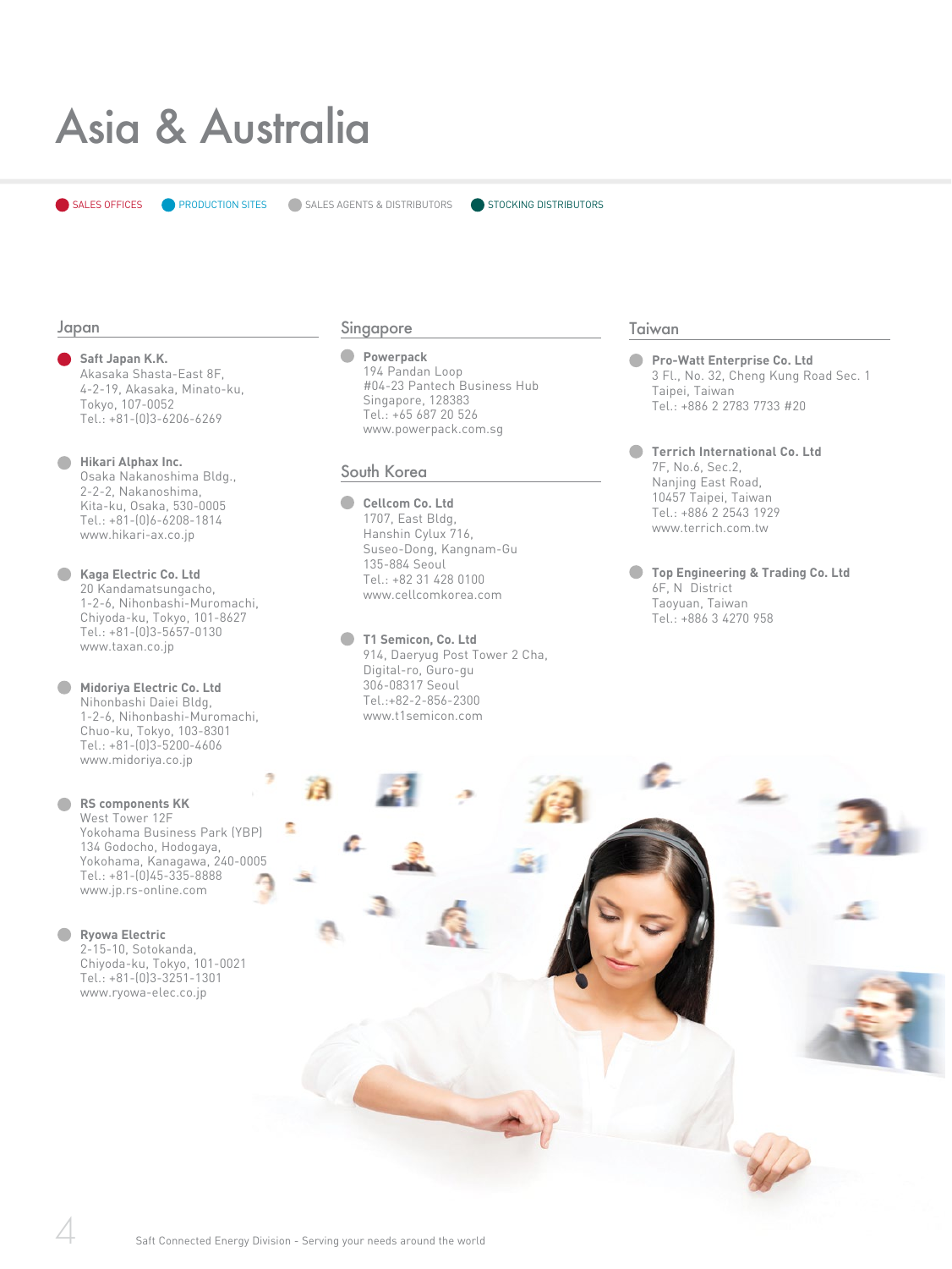# Asia & Australia

SALES OFFICES  PRODUCTION SITES  SALES AGENTS & DISTRIBUTORS  STOCKING DISTRIBUTORS

## Japan

**Saft Japan K.K.**
Akasaka Shasta-East 8F,
4-2-19, Akasaka, Minato-ku,
Tokyo, 107-0052
Tel.: +81-(0)3-6206-6269

**Hikari Alphax Inc.**
Osaka Nakanoshima Bldg.,
2-2-2, Nakanoshima,
Kita-ku, Osaka, 530-0005
Tel.: +81-(0)6-6208-1814
www.hikari-ax.co.jp

**Kaga Electric Co. Ltd**
20 Kandamatsungacho,
1-2-6, Nihonbashi-Muromachi,
Chiyoda-ku, Tokyo, 101-8627
Tel.: +81-(0)3-5657-0130
www.taxan.co.jp

**Midoriya Electric Co. Ltd**
Nihonbashi Daiei Bldg,
1-2-6, Nihonbashi-Muromachi,
Chuo-ku, Tokyo, 103-8301
Tel.: +81-(0)3-5200-4606
www.midoriya.co.jp

**RS components KK**
West Tower 12F
Yokohama Business Park (YBP)
134 Godocho, Hodogaya,
Yokohama, Kanagawa, 240-0005
Tel.: +81-(0)45-335-8888
www.jp.rs-online.com

**Ryowa Electric**
2-15-10, Sotokanda,
Chiyoda-ku, Tokyo, 101-0021
Tel.: +81-(0)3-3251-1301
www.ryowa-elec.co.jp

## Singapore

**Powerpack**
194 Pandan Loop
#04-23 Pantech Business Hub
Singapore, 128383
Tel.: +65 687 20 526
www.powerpack.com.sg

## South Korea

**Cellcom Co. Ltd**
1707, East Bldg,
Hanshin Cylux 716,
Suseo-Dong, Kangnam-Gu
135-884 Seoul
Tel.: +82 31 428 0100
www.cellcomkorea.com

**T1 Semicon, Co. Ltd**
914, Daeryug Post Tower 2 Cha,
Digital-ro, Guro-gu
306-08317 Seoul
Tel.:+82-2-856-2300
www.t1semicon.com

## Taiwan

**Pro-Watt Enterprise Co. Ltd**
3 Fl., No. 32, Cheng Kung Road Sec. 1
Taipei, Taiwan
Tel.: +886 2 2783 7733 #20

**Terrich International Co. Ltd**
7F, No.6, Sec.2,
Nanjing East Road,
10457 Taipei, Taiwan
Tel.: +886 2 2543 1929
www.terrich.com.tw

**Top Engineering & Trading Co. Ltd**
6F, N District
Taoyuan, Taiwan
Tel.: +886 3 4270 958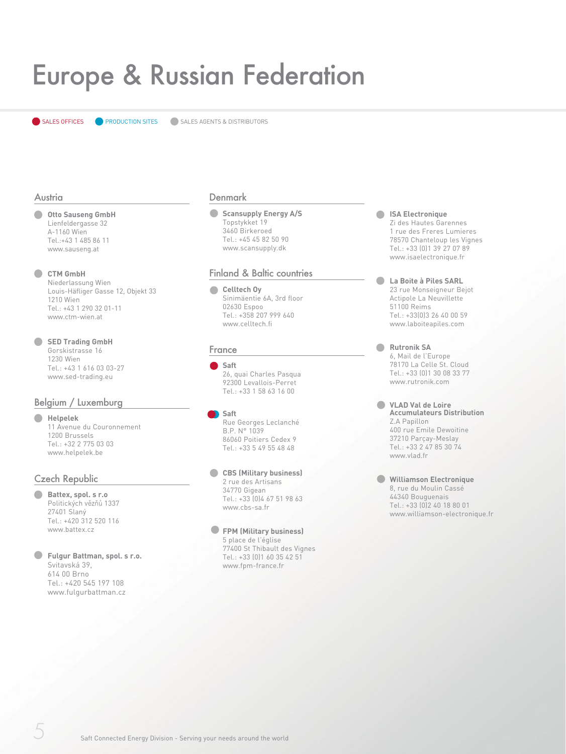# Europe & Russian Federation

SALES OFFICES PRODUCTION SITES SALES AGENTS & DISTRIBUTORS

## Austria

**Otto Sauseng GmbH**
Lienfeldergasse 32
A-1160 Wien
Tel.:+43 1 485 86 11
www.sauseng.at

**CTM GmbH**
Niederlassung Wien
Louis-Häfliger Gasse 12, Objekt 33
1210 Wien
Tel.: +43 1 290 32 01-11
www.ctm-wien.at

**SED Trading GmbH**
Gorskistrasse 16
1230 Wien
Tel.: +43 1 616 03 03-27
www.sed-trading.eu

## Belgium / Luxemburg

**Helpelek**
11 Avenue du Couronnement
1200 Brussels
Tel.: +32 2 775 03 03
www.helpelek.be

## Czech Republic

**Battex, spol. s r.o**
Politických vězňů 1337
27401 Slaný
Tel.: +420 312 520 116
www.battex.cz

**Fulgur Battman, spol. s r.o.**
Svitavská 39,
614 00 Brno
Tel.: +420 545 197 108
www.fulgurbattman.cz

## Denmark

**Scansupply Energy A/S**
Topstykket 19
3460 Birkeroed
Tel.: +45 45 82 50 90
www.scansupply.dk

## Finland & Baltic countries

**Celltech Oy**
Sinimäentie 6A, 3rd floor
02630 Espoo
Tel.: +358 207 999 640
www.celltech.fi

## France

**Saft**
26, quai Charles Pasqua
92300 Levallois-Perret
Tel.: +33 1 58 63 16 00

**Saft**
Rue Georges Leclanché
B.P. N° 1039
86060 Poitiers Cedex 9
Tel.: +33 5 49 55 48 48

**CBS (Military business)**
2 rue des Artisans
34770 Gigean
Tel.: +33 (0)4 67 51 98 63
www.cbs-sa.fr

**FPM (Military business)**
5 place de l'église
77400 St Thibault des Vignes
Tel.: +33 (0)1 60 35 42 51
www.fpm-france.fr

**ISA Electronique**
Zi des Hautes Garennes
1 rue des Freres Lumieres
78570 Chanteloup les Vignes
Tel.: +33 (0)1 39 27 07 89
www.isaelectronique.fr

**La Boite à Piles SARL**
23 rue Monseigneur Bejot
Actipole La Neuvillette
51100 Reims
Tel.: +33(0)3 26 40 00 59
www.laboiteapiles.com

**Rutronik SA**
6, Mail de l'Europe
78170 La Celle St. Cloud
Tel.: +33 (0)1 30 08 33 77
www.rutronik.com

**VLAD Val de Loire Accumulateurs Distribution**
Z.A Papillon
400 rue Emile Dewoitine
37210 Parçay-Meslay
Tel.: +33 2 47 85 30 74
www.vlad.fr

**Williamson Electronique**
8, rue du Moulin Cassé
44340 Bouguenais
Tel.: +33 (0)2 40 18 80 01
www.williamson-electronique.fr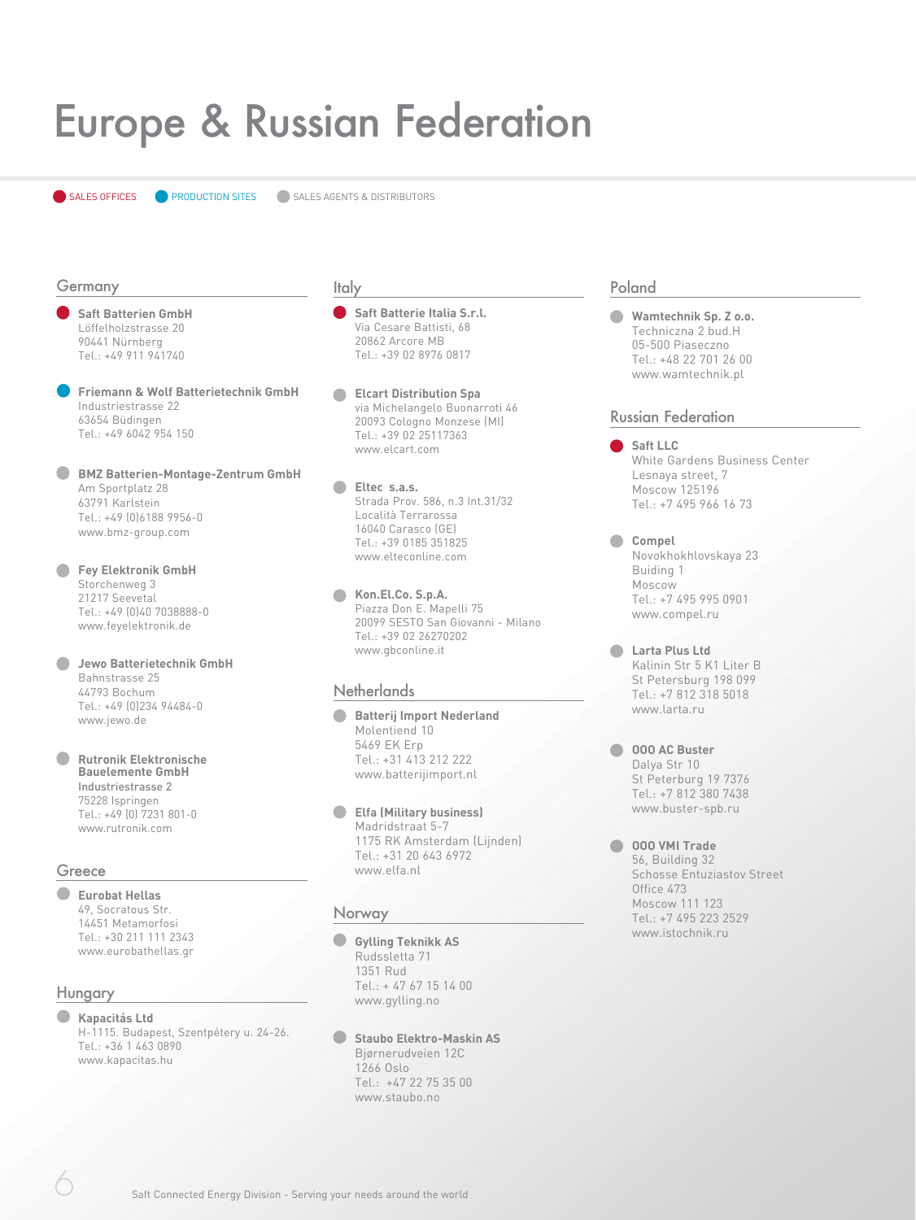# Europe & Russian Federation

SALES OFFICES · PRODUCTION SITES · SALES AGENTS & DISTRIBUTORS

## Germany

**Saft Batterien GmbH**
Löffelholzstrasse 20
90441 Nürnberg
Tel.: +49 911 941740

**Friemann & Wolf Batterietechnik GmbH**
Industriestrasse 22
63654 Büdingen
Tel.: +49 6042 954 150

**BMZ Batterien-Montage-Zentrum GmbH**
Am Sportplatz 28
63791 Karlstein
Tel.: +49 (0)6188 9956-0
www.bmz-group.com

**Fey Elektronik GmbH**
Storchenweg 3
21217 Seevetal
Tel.: +49 (0)40 7038888-0
www.feyelektronik.de

**Jewo Batterietechnik GmbH**
Bahnstrasse 25
44793 Bochum
Tel.: +49 (0)234 94484-0
www.jewo.de

**Rutronik Elektronische Bauelemente GmbH**
Industriestrasse 2
75228 Ispringen
Tel.: +49 (0) 7231 801-0
www.rutronik.com

## Greece

**Eurobat Hellas**
49, Socratous Str.
14451 Metamorfosi
Tel.: +30 211 111 2343
www.eurobathellas.gr

## Hungary

**Kapacitás Ltd**
H-1115. Budapest, Szentpétery u. 24-26.
Tel.: +36 1 463 0890
www.kapacitas.hu

## Italy

**Saft Batterie Italia S.r.l.**
Via Cesare Battisti, 68
20862 Arcore MB
Tel.: +39 02 8976 0817

**Elcart Distribution Spa**
via Michelangelo Buonarroti 46
20093 Cologno Monzese (MI)
Tel.: +39 02 25117363
www.elcart.com

**Eltec s.a.s.**
Strada Prov. 586, n.3 Int.31/32
Località Terrarossa
16040 Carasco (GE)
Tel.: +39 0185 351825
www.elteconline.com

**Kon.El.Co. S.p.A.**
Piazza Don E. Mapelli 75
20099 SESTO San Giovanni - Milano
Tel.: +39 02 26270202
www.gbconline.it

## Netherlands

**Batterij Import Nederland**
Molentiend 10
5469 EK Erp
Tel.: +31 413 212 222
www.batterijimport.nl

**Elfa (Military business)**
Madridstraat 5-7
1175 RK Amsterdam (Lijnden)
Tel.: +31 20 643 6972
www.elfa.nl

## Norway

**Gylling Teknikk AS**
Rudssletta 71
1351 Rud
Tel.: + 47 67 15 14 00
www.gylling.no

**Staubo Elektro-Maskin AS**
Bjørnerudveien 12C
1266 Oslo
Tel.: +47 22 75 35 00
www.staubo.no

## Poland

**Wamtechnik Sp. Z o.o.**
Techniczna 2 bud.H
05-500 Piaseczno
Tel.: +48 22 701 26 00
www.wamtechnik.pl

## Russian Federation

**Saft LLC**
White Gardens Business Center
Lesnaya street, 7
Moscow 125196
Tel.: +7 495 966 16 73

**Compel**
Novokhokhlovskaya 23
Buiding 1
Moscow
Tel.: +7 495 995 0901
www.compel.ru

**Larta Plus Ltd**
Kalinin Str 5 K1 Liter B
St Petersburg 198 099
Tel.: +7 812 318 5018
www.larta.ru

**OOO AC Buster**
Dalya Str 10
St Peterburg 19 7376
Tel.: +7 812 380 7438
www.buster-spb.ru

**OOO VMI Trade**
56, Building 32
Schosse Entuziastov Street
Office 473
Moscow 111 123
Tel.: +7 495 223 2529
www.istochnik.ru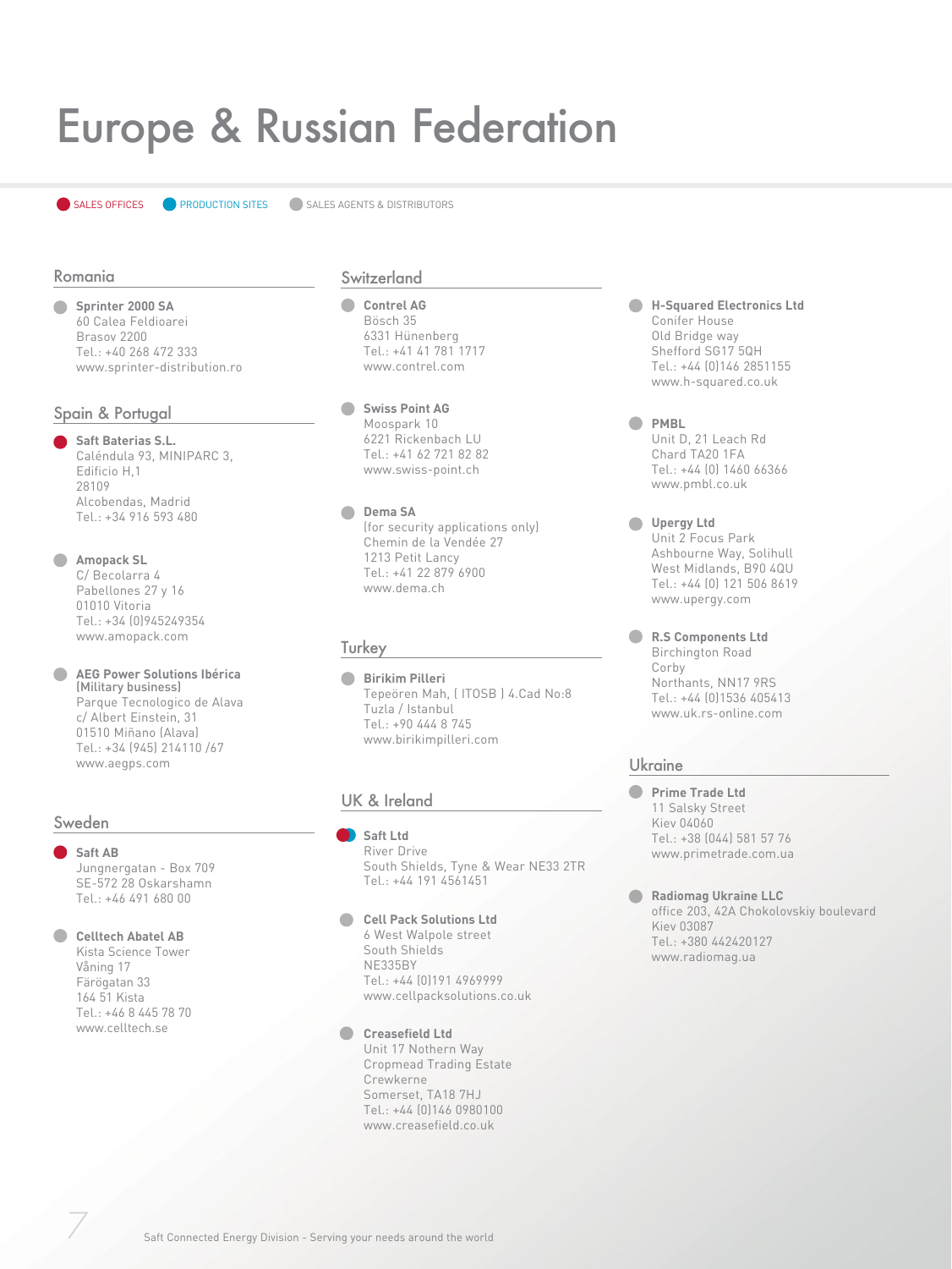# Europe & Russian Federation

SALES OFFICES PRODUCTION SITES SALES AGENTS & DISTRIBUTORS

## Romania

**Sprinter 2000 SA**
60 Calea Feldioarei
Brasov 2200
Tel.: +40 268 472 333
www.sprinter-distribution.ro

## Spain & Portugal

**Saft Baterias S.L.**
Caléndula 93, MINIPARC 3,
Edificio H,1
28109
Alcobendas, Madrid
Tel.: +34 916 593 480

**Amopack SL**
C/ Becolarra 4
Pabellones 27 y 16
01010 Vitoria
Tel.: +34 (0)945249354
www.amopack.com

**AEG Power Solutions Ibérica (Military business)**
Parque Tecnologico de Alava
c/ Albert Einstein, 31
01510 Miñano (Alava)
Tel.: +34 (945) 214110 /67
www.aegps.com

## Sweden

**Saft AB**
Jungnergatan - Box 709
SE-572 28 Oskarshamn
Tel.: +46 491 680 00

**Celltech Abatel AB**
Kista Science Tower
Våning 17
Färögatan 33
164 51 Kista
Tel.: +46 8 445 78 70
www.celltech.se

## Switzerland

**Contrel AG**
Bösch 35
6331 Hünenberg
Tel.: +41 41 781 1717
www.contrel.com

**Swiss Point AG**
Moospark 10
6221 Rickenbach LU
Tel.: +41 62 721 82 82
www.swiss-point.ch

**Dema SA**
(for security applications only)
Chemin de la Vendée 27
1213 Petit Lancy
Tel.: +41 22 879 6900
www.dema.ch

## Turkey

**Birikim Pilleri**
Tepeören Mah, ( ITOSB ) 4.Cad No:8
Tuzla / Istanbul
Tel.: +90 444 8 745
www.birikimpilleri.com

## UK & Ireland

**Saft Ltd**
River Drive
South Shields, Tyne & Wear NE33 2TR
Tel.: +44 191 4561451

**Cell Pack Solutions Ltd**
6 West Walpole street
South Shields
NE335BY
Tel.: +44 (0)191 4969999
www.cellpacksolutions.co.uk

**Creasefield Ltd**
Unit 17 Nothern Way
Cropmead Trading Estate
Crewkerne
Somerset, TA18 7HJ
Tel.: +44 (0)146 0980100
www.creasefield.co.uk

**H-Squared Electronics Ltd**
Conifer House
Old Bridge way
Shefford SG17 5QH
Tel.: +44 (0)146 2851155
www.h-squared.co.uk

**PMBL**
Unit D, 21 Leach Rd
Chard TA20 1FA
Tel.: +44 (0) 1460 66366
www.pmbl.co.uk

**Upergy Ltd**
Unit 2 Focus Park
Ashbourne Way, Solihull
West Midlands, B90 4QU
Tel.: +44 (0) 121 506 8619
www.upergy.com

**R.S Components Ltd**
Birchington Road
Corby
Northants, NN17 9RS
Tel.: +44 (0)1536 405413
www.uk.rs-online.com

## Ukraine

**Prime Trade Ltd**
11 Salsky Street
Kiev 04060
Tel.: +38 (044) 581 57 76
www.primetrade.com.ua

**Radiomag Ukraine LLC**
office 203, 42A Chokolovskiy boulevard
Kiev 03087
Tel.: +380 442420127
www.radiomag.ua

Saft Connected Energy Division - Serving your needs around the world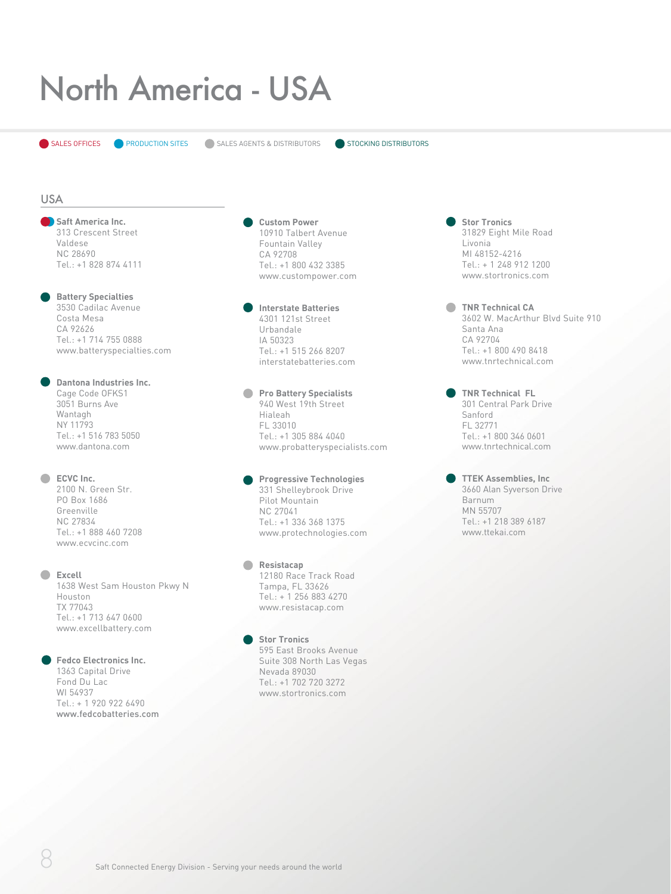# North America - USA

SALES OFFICES | PRODUCTION SITES | SALES AGENTS & DISTRIBUTORS | STOCKING DISTRIBUTORS

## USA

**Saft America Inc.**
313 Crescent Street
Valdese
NC 28690
Tel.: +1 828 874 4111

**Battery Specialties**
3530 Cadilac Avenue
Costa Mesa
CA 92626
Tel.: +1 714 755 0888
www.batteryspecialties.com

**Dantona Industries Inc.**
Cage Code OFKS1
3051 Burns Ave
Wantagh
NY 11793
Tel.: +1 516 783 5050
www.dantona.com

**ECVC Inc.**
2100 N. Green Str.
PO Box 1686
Greenville
NC 27834
Tel.: +1 888 460 7208
www.ecvcinc.com

**Excell**
1638 West Sam Houston Pkwy N
Houston
TX 77043
Tel.: +1 713 647 0600
www.excellbattery.com

**Fedco Electronics Inc.**
1363 Capital Drive
Fond Du Lac
WI 54937
Tel.: + 1 920 922 6490
**www.fedcobatteries.com**

**Custom Power**
10910 Talbert Avenue
Fountain Valley
CA 92708
Tel.: +1 800 432 3385
www.custompower.com

**Interstate Batteries**
4301 121st Street
Urbandale
IA 50323
Tel.: +1 515 266 8207
interstatebatteries.com

**Pro Battery Specialists**
940 West 19th Street
Hialeah
FL 33010
Tel.: +1 305 884 4040
www.probatteryspecialists.com

**Progressive Technologies**
331 Shelleybrook Drive
Pilot Mountain
NC 27041
Tel.: +1 336 368 1375
www.protechnologies.com

**Resistacap**
12180 Race Track Road
Tampa, FL 33626
Tel.: + 1 256 883 4270
www.resistacap.com

**Stor Tronics**
595 East Brooks Avenue
Suite 308 North Las Vegas
Nevada 89030
Tel.: +1 702 720 3272
www.stortronics.com

**Stor Tronics**
31829 Eight Mile Road
Livonia
MI 48152-4216
Tel.: + 1 248 912 1200
www.stortronics.com

**TNR Technical CA**
3602 W. MacArthur Blvd Suite 910
Santa Ana
CA 92704
Tel.: +1 800 490 8418
www.tnrtechnical.com

**TNR Technical FL**
301 Central Park Drive
Sanford
FL 32771
Tel.: +1 800 346 0601
www.tnrtechnical.com

**TTEK Assemblies, Inc**
3660 Alan Syverson Drive
Barnum
MN 55707
Tel.: +1 218 389 6187
www.ttekai.com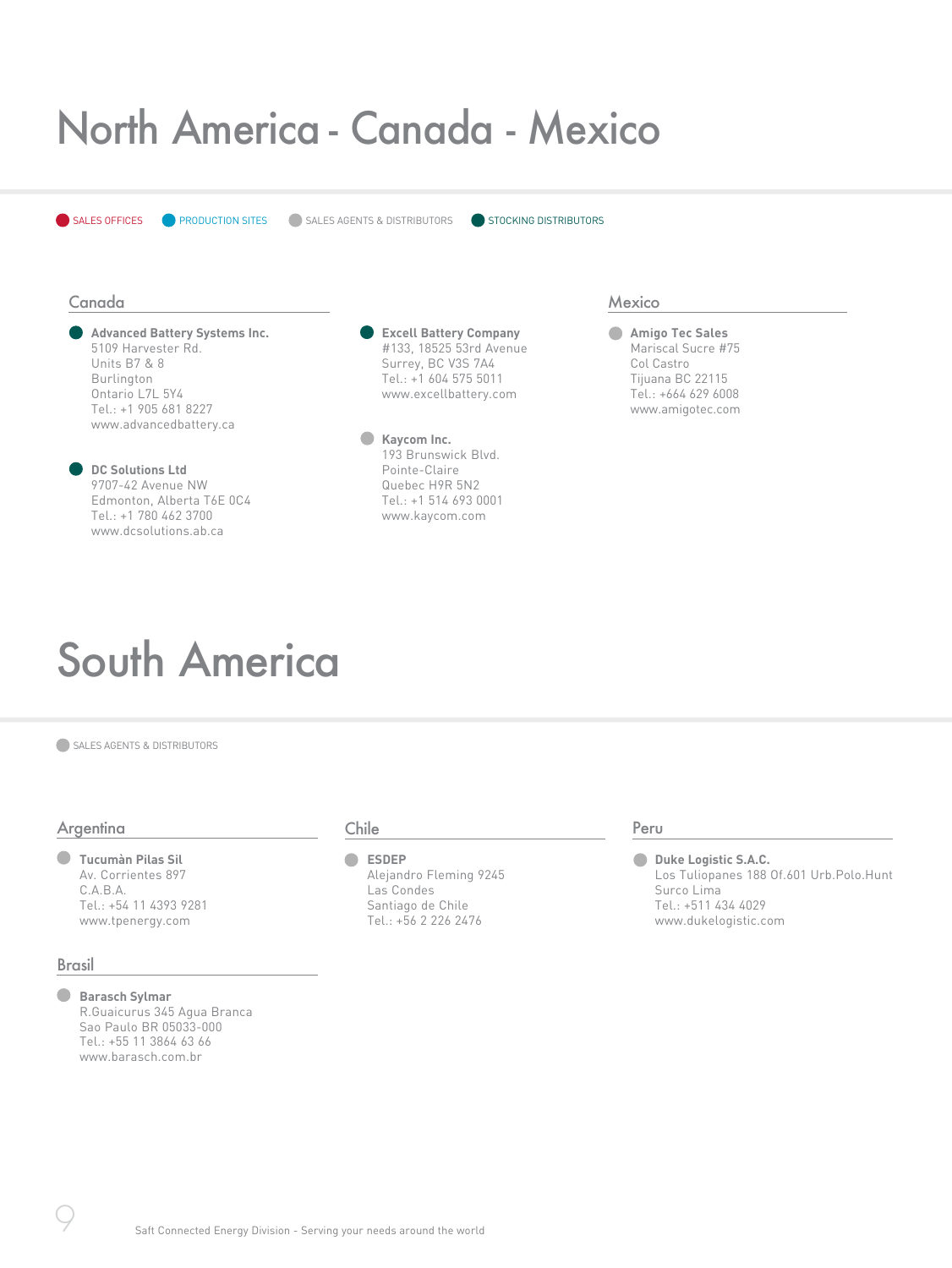# North America - Canada - Mexico

SALES OFFICES    PRODUCTION SITES    SALES AGENTS & DISTRIBUTORS    STOCKING DISTRIBUTORS

## Canada

**Advanced Battery Systems Inc.**
5109 Harvester Rd.
Units B7 & 8
Burlington
Ontario L7L 5Y4
Tel.: +1 905 681 8227
www.advancedbattery.ca

**DC Solutions Ltd**
9707-42 Avenue NW
Edmonton, Alberta T6E 0C4
Tel.: +1 780 462 3700
www.dcsolutions.ab.ca

**Excell Battery Company**
#133, 18525 53rd Avenue
Surrey, BC V3S 7A4
Tel.: +1 604 575 5011
www.excellbattery.com

**Kaycom Inc.**
193 Brunswick Blvd.
Pointe-Claire
Quebec H9R 5N2
Tel.: +1 514 693 0001
www.kaycom.com

## Mexico

**Amigo Tec Sales**
Mariscal Sucre #75
Col Castro
Tijuana BC 22115
Tel.: +664 629 6008
www.amigotec.com

# South America

SALES AGENTS & DISTRIBUTORS

## Argentina

**Tucumàn Pilas Sil**
Av. Corrientes 897
C.A.B.A.
Tel.: +54 11 4393 9281
www.tpenergy.com

## Brasil

**Barasch Sylmar**
R.Guaicurus 345 Agua Branca
Sao Paulo BR 05033-000
Tel.: +55 11 3864 63 66
www.barasch.com.br

## Chile

**ESDEP**
Alejandro Fleming 9245
Las Condes
Santiago de Chile
Tel.: +56 2 226 2476

## Peru

**Duke Logistic S.A.C.**
Los Tuliopanes 188 Of.601 Urb.Polo.Hunt
Surco Lima
Tel.: +511 434 4029
www.dukelogistic.com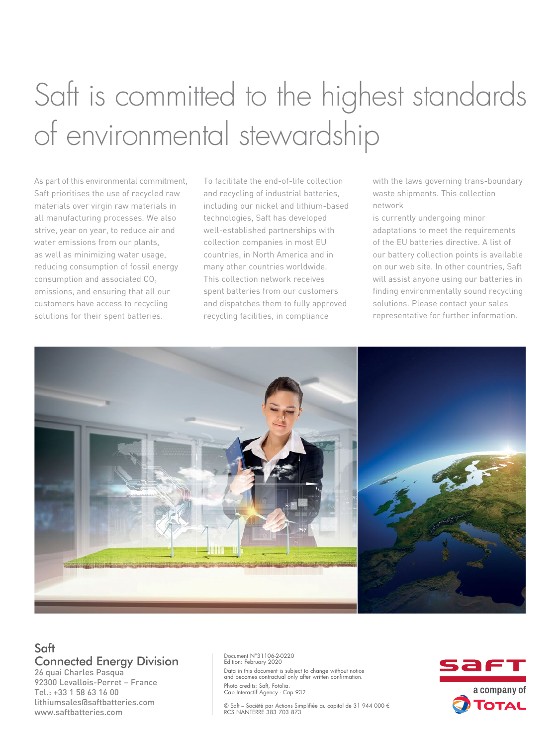# Saft is committed to the highest standards of environmental stewardship

As part of this environmental commitment, Saft prioritises the use of recycled raw materials over virgin raw materials in all manufacturing processes. We also strive, year on year, to reduce air and water emissions from our plants, as well as minimizing water usage, reducing consumption of fossil energy consumption and associated $CO_2$ emissions, and ensuring that all our customers have access to recycling solutions for their spent batteries.

To facilitate the end-of-life collection and recycling of industrial batteries, including our nickel and lithium-based technologies, Saft has developed well-established partnerships with collection companies in most EU countries, in North America and in many other countries worldwide. This collection network receives spent batteries from our customers and dispatches them to fully approved recycling facilities, in compliance with the laws governing trans-boundary waste shipments. This collection network is currently undergoing minor adaptations to meet the requirements of the EU batteries directive. A list of our battery collection points is available on our web site. In other countries, Saft will assist anyone using our batteries in finding environmentally sound recycling solutions. Please contact your sales representative for further information.

**Saft**
**Connected Energy Division**
26 quai Charles Pasqua
92300 Levallois-Perret – France
Tel.: +33 1 58 63 16 00
lithiumsales@saftbatteries.com
www.saftbatteries.com

Document N°31106-2-0220
Edition: February 2020

Data in this document is subject to change without notice and becomes contractual only after written confirmation.

Photo credits: Saft, Fotolia.
Cap Interactif Agency - Cap 932

© Saft – Société par Actions Simplifiée au capital de 31 944 000 €
RCS NANTERRE 383 703 873

saft
a company of TOTAL